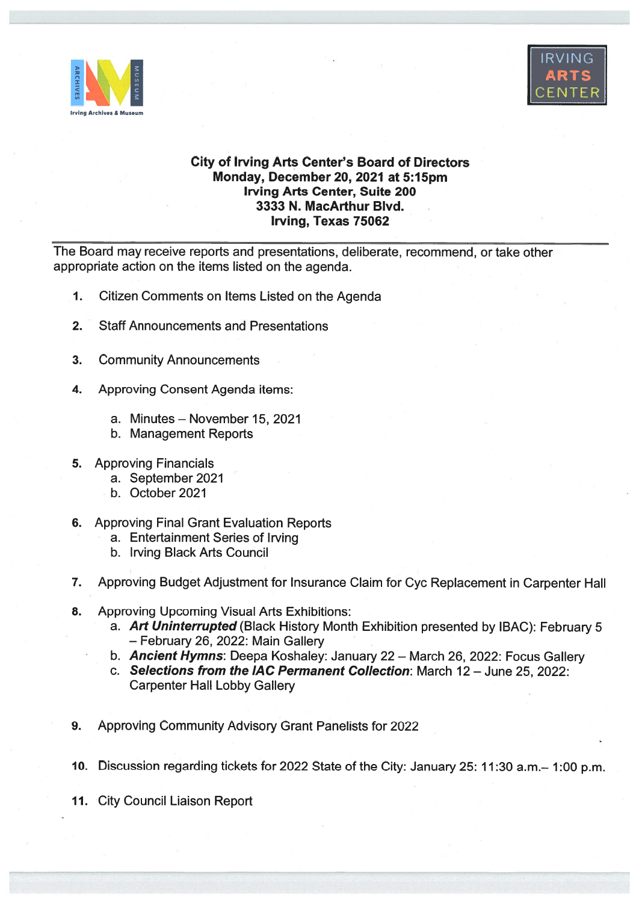Irving Archives & Museum

IRVING ARTS CENTER

**City of Irving Arts Center's Board of Directors**
**Monday, December 20, 2021 at 5:15pm**
**Irving Arts Center, Suite 200**
**3333 N. MacArthur Blvd.**
**Irving, Texas 75062**

---

The Board may receive reports and presentations, deliberate, recommend, or take other appropriate action on the items listed on the agenda.

1. Citizen Comments on Items Listed on the Agenda

2. Staff Announcements and Presentations

3. Community Announcements

4. Approving Consent Agenda items:

   a. Minutes – November 15, 2021
   b. Management Reports

5. Approving Financials
   a. September 2021
   b. October 2021

6. Approving Final Grant Evaluation Reports
   a. Entertainment Series of Irving
   b. Irving Black Arts Council

7. Approving Budget Adjustment for Insurance Claim for Cyc Replacement in Carpenter Hall

8. Approving Upcoming Visual Arts Exhibitions:
   a. ***Art Uninterrupted*** (Black History Month Exhibition presented by IBAC): February 5 – February 26, 2022: Main Gallery
   b. ***Ancient Hymns***: Deepa Koshaley: January 22 – March 26, 2022: Focus Gallery
   c. ***Selections from the IAC Permanent Collection***: March 12 – June 25, 2022: Carpenter Hall Lobby Gallery

9. Approving Community Advisory Grant Panelists for 2022

10. Discussion regarding tickets for 2022 State of the City: January 25: 11:30 a.m.– 1:00 p.m.

11. City Council Liaison Report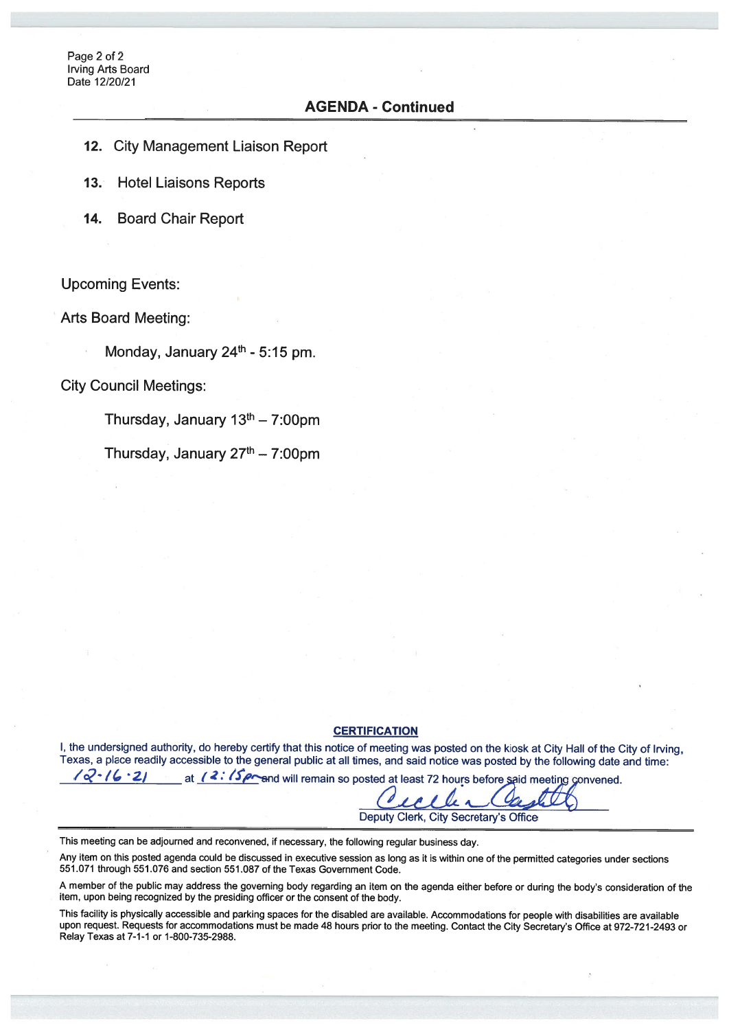## AGENDA - Continued

12. City Management Liaison Report

13. Hotel Liaisons Reports

14. Board Chair Report

Upcoming Events:

Arts Board Meeting:

Monday, January 24th - 5:15 pm.

City Council Meetings:

Thursday, January 13th – 7:00pm

Thursday, January 27th – 7:00pm

**CERTIFICATION**

I, the undersigned authority, do hereby certify that this notice of meeting was posted on the kiosk at City Hall of the City of Irving, Texas, a place readily accessible to the general public at all times, and said notice was posted by the following date and time: 12-16-21 at 12:15pm and will remain so posted at least 72 hours before said meeting convened.

Deputy Clerk, City Secretary's Office

This meeting can be adjourned and reconvened, if necessary, the following regular business day.

Any item on this posted agenda could be discussed in executive session as long as it is within one of the permitted categories under sections 551.071 through 551.076 and section 551.087 of the Texas Government Code.

A member of the public may address the governing body regarding an item on the agenda either before or during the body's consideration of the item, upon being recognized by the presiding officer or the consent of the body.

This facility is physically accessible and parking spaces for the disabled are available. Accommodations for people with disabilities are available upon request. Requests for accommodations must be made 48 hours prior to the meeting. Contact the City Secretary's Office at 972-721-2493 or Relay Texas at 7-1-1 or 1-800-735-2988.